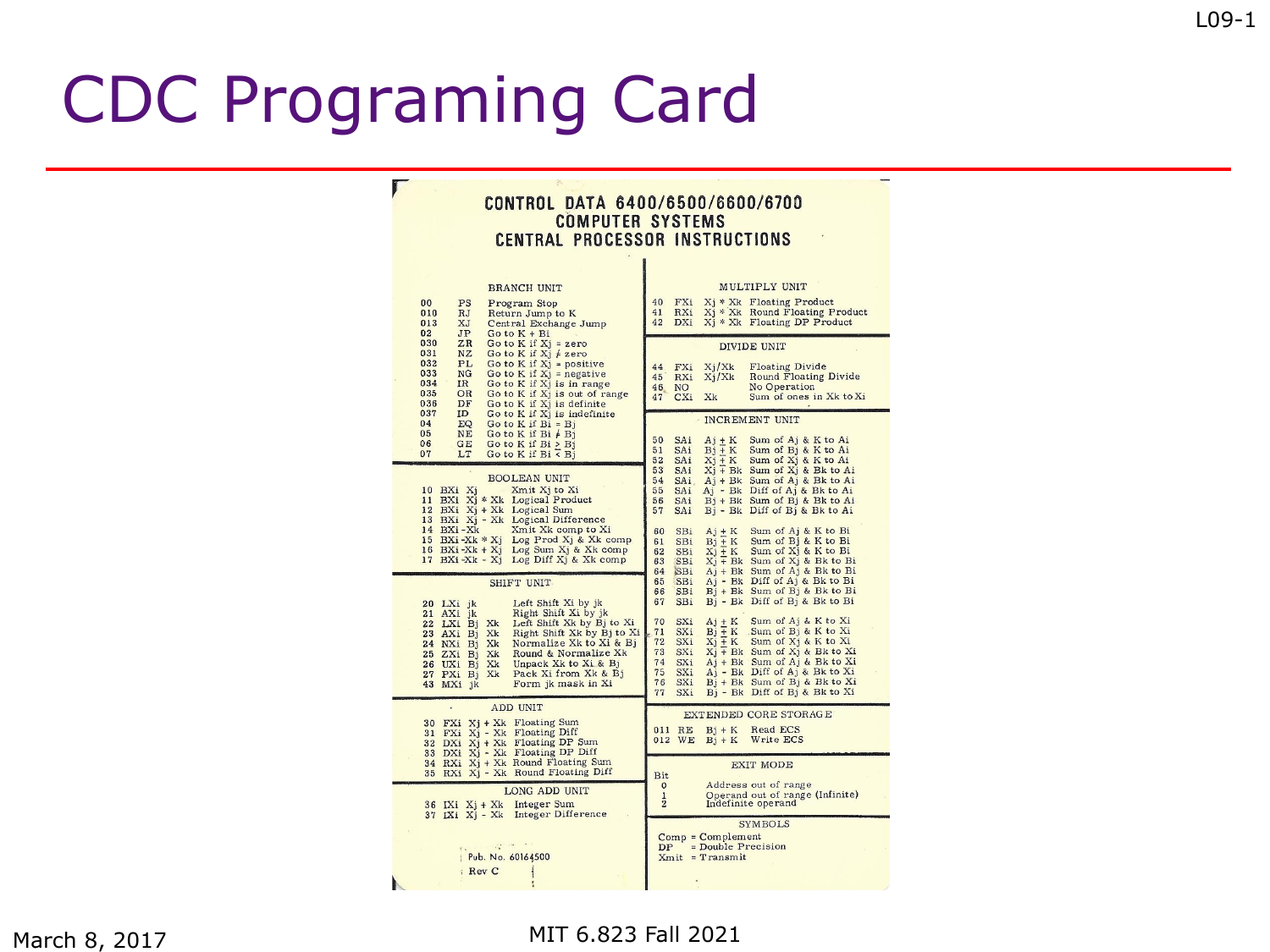# CDC Programing Card

## CONTROL DATA 6400/6500/6600/6700 COMPUTER SYSTEMS CENTRAL PROCESSOR INSTRUCTIONS

### BRANCH UNIT

| Code | Mnemonic | Description |
|---|---|---|
| 00 | PS | Program Stop |
| 010 | RJ | Return Jump to K |
| 013 | XJ | Central Exchange Jump |
| 02 | JP | Go to K + Bi |
| 030 | ZR | Go to K if Xj = zero |
| 031 | NZ | Go to K if Xj ≠ zero |
| 032 | PL | Go to K if Xj = positive |
| 033 | NG | Go to K if Xj = negative |
| 034 | IR | Go to K if Xj is in range |
| 035 | OR | Go to K if Xj is out of range |
| 036 | DF | Go to K if Xj is definite |
| 037 | ID | Go to K if Xj is indefinite |
| 04 | EQ | Go to K if Bi = Bj |
| 05 | NE | Go to K if Bi ≠ Bj |
| 06 | GE | Go to K if Bi ≥ Bj |
| 07 | LT | Go to K if Bi < Bj |

### BOOLEAN UNIT

| Code | Instruction | Description |
|---|---|---|
| 10 | BXi Xj | Xmit Xj to Xi |
| 11 | BXi Xj * Xk | Logical Product |
| 12 | BXi Xj + Xk | Logical Sum |
| 13 | BXi Xj - Xk | Logical Difference |
| 14 | BXi -Xk | Xmit Xk comp to Xi |
| 15 | BXi -Xk * Xj | Log Prod Xj & Xk comp |
| 16 | BXi -Xk + Xj | Log Sum Xj & Xk comp |
| 17 | BXi -Xk - Xj | Log Diff Xj & Xk comp |

### SHIFT UNIT

| Code | Instruction | Description |
|---|---|---|
| 20 | LXi jk | Left Shift Xi by jk |
| 21 | AXi jk | Right Shift Xi by jk |
| 22 | LXi Bj Xk | Left Shift Xk by Bj to Xi |
| 23 | AXi Bj Xk | Right Shift Xk by Bj to Xi |
| 24 | NXi Bj Xk | Normalize Xk to Xi & Bj |
| 25 | ZXi Bj Xk | Round & Normalize Xk |
| 26 | UXi Bj Xk | Unpack Xk to Xi & Bj |
| 27 | PXi Bj Xk | Pack Xi from Xk & Bj |
| 43 | MXi jk | Form jk mask in Xi |

### ADD UNIT

| Code | Instruction | Description |
|---|---|---|
| 30 | FXi Xj + Xk | Floating Sum |
| 31 | FXi Xj - Xk | Floating Diff |
| 32 | DXi Xj + Xk | Floating DP Sum |
| 33 | DXi Xj - Xk | Floating DP Diff |
| 34 | RXi Xj + Xk | Round Floating Sum |
| 35 | RXi Xj - Xk | Round Floating Diff |

### LONG ADD UNIT

| Code | Instruction | Description |
|---|---|---|
| 36 | IXi Xj + Xk | Integer Sum |
| 37 | IXi Xj - Xk | Integer Difference |

Pub. No. 60164500
Rev C

### MULTIPLY UNIT

| Code | Instruction | Description |
|---|---|---|
| 40 | FXi Xj * Xk | Floating Product |
| 41 | RXi Xj * Xk | Round Floating Product |
| 42 | DXi Xj * Xk | Floating DP Product |

### DIVIDE UNIT

| Code | Instruction | Description |
|---|---|---|
| 44 | FXi Xj/Xk | Floating Divide |
| 45 | RXi Xj/Xk | Round Floating Divide |
| 46 | NO | No Operation |
| 47 | CXi Xk | Sum of ones in Xk to Xi |

### INCREMENT UNIT

| Code | Instruction | Description |
|---|---|---|
| 50 | SAi Aj + K | Sum of Aj & K to Ai |
| 51 | SAi Bj + K | Sum of Bj & K to Ai |
| 52 | SAi Xj + K | Sum of Xj & K to Ai |
| 53 | SAi Xj + Bk | Sum of Xj & Bk to Ai |
| 54 | SAi Aj + Bk | Sum of Aj & Bk to Ai |
| 55 | SAi Aj - Bk | Diff of Aj & Bk to Ai |
| 56 | SAi Bj + Bk | Sum of Bj & Bk to Ai |
| 57 | SAi Bj - Bk | Diff of Bj & Bk to Ai |
| 60 | SBi Aj + K | Sum of Aj & K to Bi |
| 61 | SBi Bj + K | Sum of Bj & K to Bi |
| 62 | SBi Xj + K | Sum of Xj & K to Bi |
| 63 | SBi Xj + Bk | Sum of Xj & Bk to Bi |
| 64 | SBi Aj + Bk | Sum of Aj & Bk to Bi |
| 65 | SBi Aj - Bk | Diff of Aj & Bk to Bi |
| 66 | SBi Bj + Bk | Sum of Bj & Bk to Bi |
| 67 | SBi Bj - Bk | Diff of Bj & Bk to Bi |
| 70 | SXi Aj + K | Sum of Aj & K to Xi |
| 71 | SXi Bj + K | Sum of Bj & K to Xi |
| 72 | SXi Xj + K | Sum of Xj & K to Xi |
| 73 | SXi Xj + Bk | Sum of Xj & Bk to Xi |
| 74 | SXi Aj + Bk | Sum of Aj & Bk to Xi |
| 75 | SXi Aj - Bk | Diff of Aj & Bk to Xi |
| 76 | SXi Bj + Bk | Sum of Bj & Bk to Xi |
| 77 | SXi Bj - Bk | Diff of Bj & Bk to Xi |

### EXTENDED CORE STORAGE

| Code | Instruction | Description |
|---|---|---|
| 011 | RE Bj + K | Read ECS |
| 012 | WE Bj + K | Write ECS |

### EXIT MODE

| Bit | Description |
|---|---|
| 0 | Address out of range |
| 1 | Operand out of range (Infinite) |
| 2 | Indefinite operand |

### SYMBOLS

- Comp = Complement
- DP = Double Precision
- Xmit = Transmit

March 8, 2017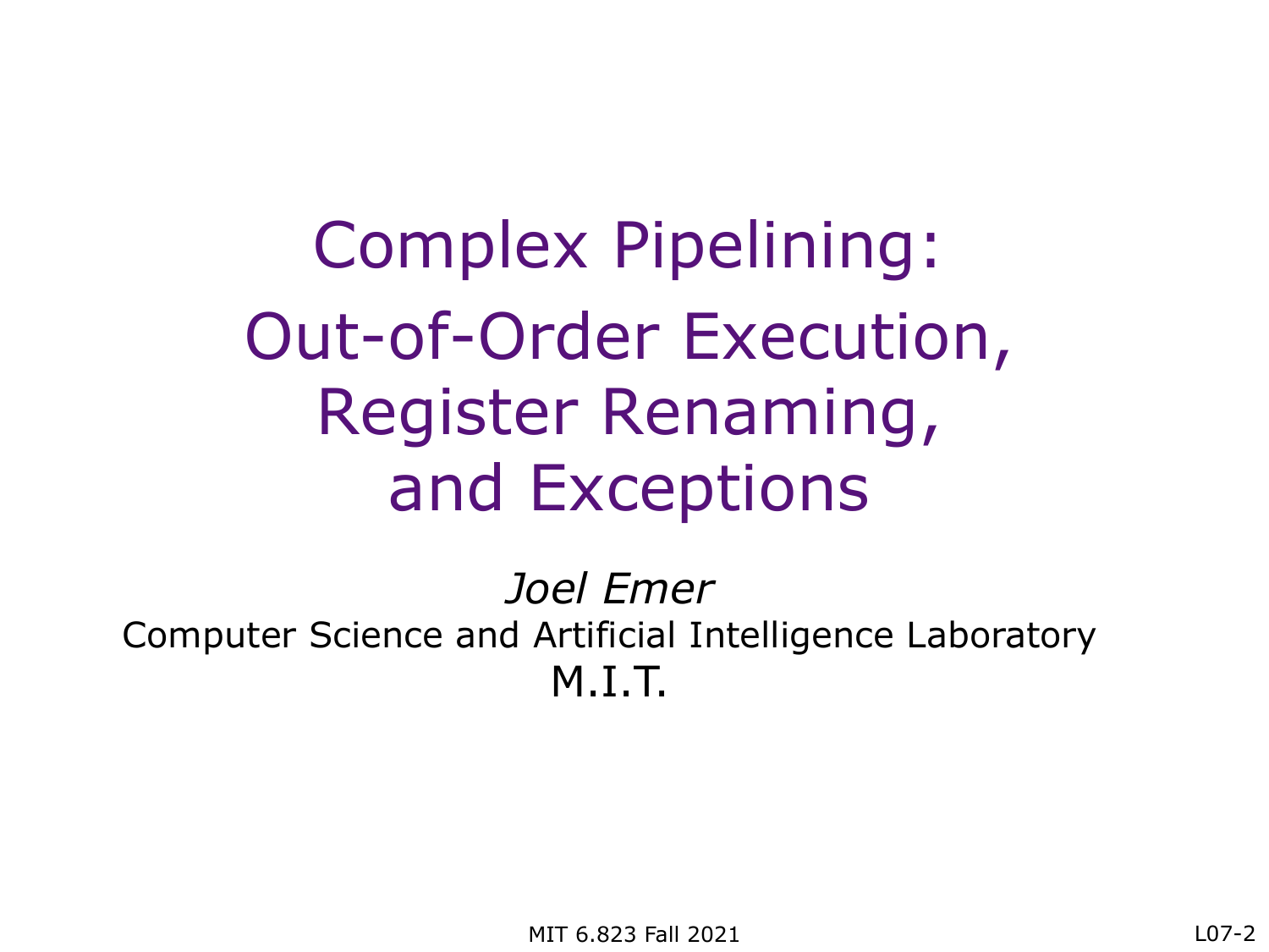# Complex Pipelining: Out-of-Order Execution, Register Renaming, and Exceptions

*Joel Emer*

Computer Science and Artificial Intelligence Laboratory

M.I.T.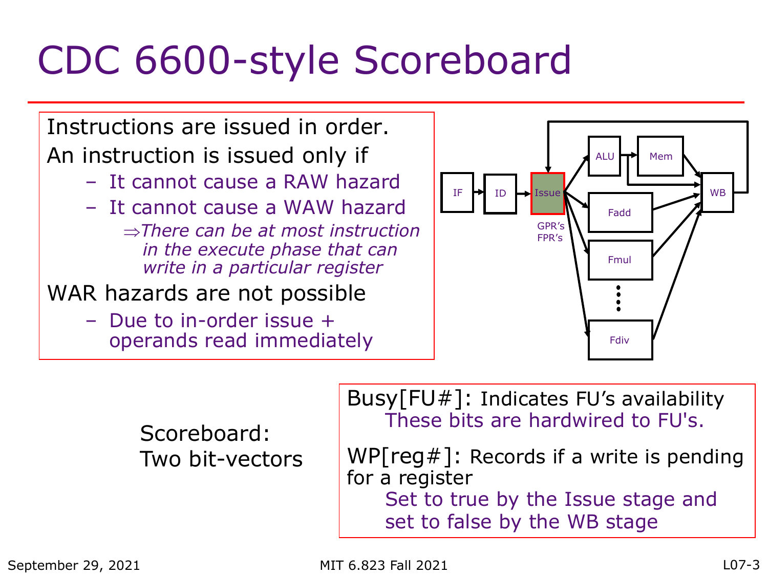# CDC 6600-style Scoreboard

Instructions are issued in order.

An instruction is issued only if

- It cannot cause a RAW hazard
- It cannot cause a WAW hazard
  - ⇒*There can be at most instruction in the execute phase that can write in a particular register*

WAR hazards are not possible

- Due to in-order issue + operands read immediately

IF → ID → Issue → ALU → Mem → WB

Issue → Fadd, Fmul, ..., Fdiv → WB

GPR's
FPR's

Scoreboard: Two bit-vectors

Busy[FU#]: Indicates FU's availability
These bits are hardwired to FU's.

WP[reg#]: Records if a write is pending for a register
Set to true by the Issue stage and set to false by the WB stage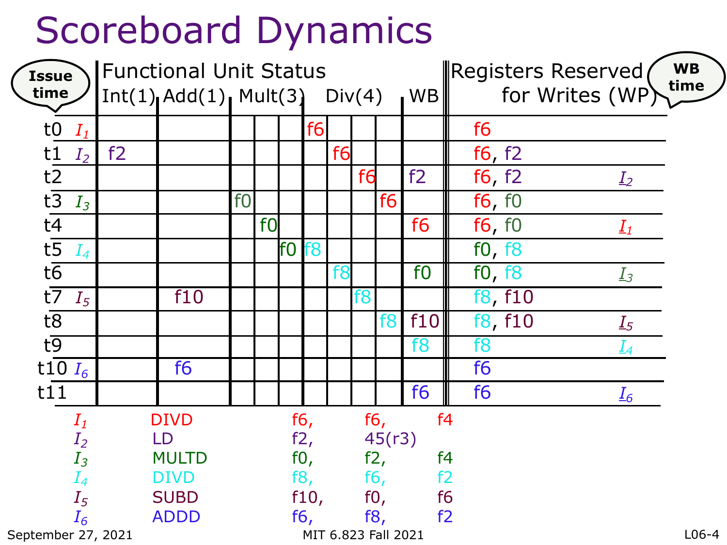# Scoreboard Dynamics

| Issue time | | Int(1) | Add(1) | Mult(3) | | | Div(4) | | | | WB | Registers Reserved for Writes (WP) | WB time |
|---|---|---|---|---|---|---|---|---|---|---|---|---|---|
| t0 | $I_1$ | | | | | | f6 | | | | | f6 | |
| t1 | $I_2$ | f2 | | | | | | f6 | | | | f6, f2 | |
| t2 | | | | | | | | | f6 | | f2 | f6, f2 | $I_2$ |
| t3 | $I_3$ | | | f0 | | | | | | f6 | | f6, f0 | |
| t4 | | | | | f0 | | | | | | f6 | f6, f0 | $I_1$ |
| t5 | $I_4$ | | | | | f0 | f8 | | | | | f0, f8 | |
| t6 | | | | | | | | f8 | | | f0 | f0, f8 | $I_3$ |
| t7 | $I_5$ | | f10 | | | | | | f8 | | | f8, f10 | |
| t8 | | | | | | | | | | f8 | f10 | f8, f10 | $I_5$ |
| t9 | | | | | | | | | | | f8 | f8 | $I_4$ |
| t10 | $I_6$ | | f6 | | | | | | | | | f6 | |
| t11 | | | | | | | | | | | f6 | f6 | $I_6$ |

| | | | | |
|---|---|---|---|---|
| $I_1$ | DIVD | f6, | f6, | f4 |
| $I_2$ | LD | f2, | 45(r3) | |
| $I_3$ | MULTD | f0, | f2, | f4 |
| $I_4$ | DIVD | f8, | f6, | f2 |
| $I_5$ | SUBD | f10, | f0, | f6 |
| $I_6$ | ADDD | f6, | f8, | f2 |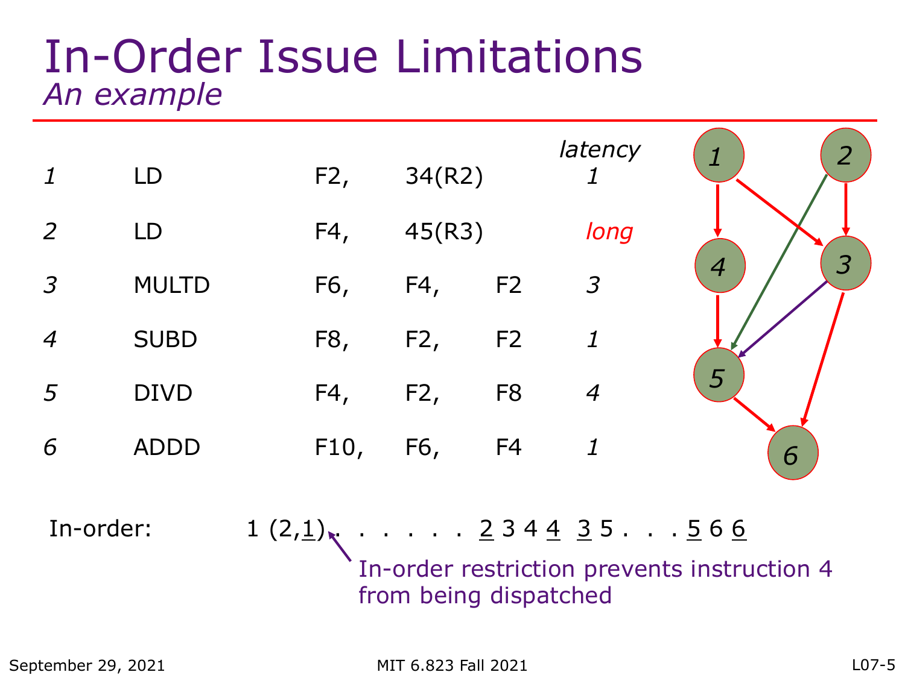# In-Order Issue Limitations

*An example*

| | | | | | latency |
|---|---|---|---|---|---|
| *1* | LD | F2, | 34(R2) | | *1* |
| *2* | LD | F4, | 45(R3) | | *long* |
| *3* | MULTD | F6, | F4, | F2 | *3* |
| *4* | SUBD | F8, | F2, | F2 | *1* |
| *5* | DIVD | F4, | F2, | F8 | *4* |
| *6* | ADDD | F10, | F6, | F4 | *1* |

In-order: 1 (2,1) . . . . . . . 2 3 4 4 3 5 . . . 5 6 6

In-order restriction prevents instruction 4 from being dispatched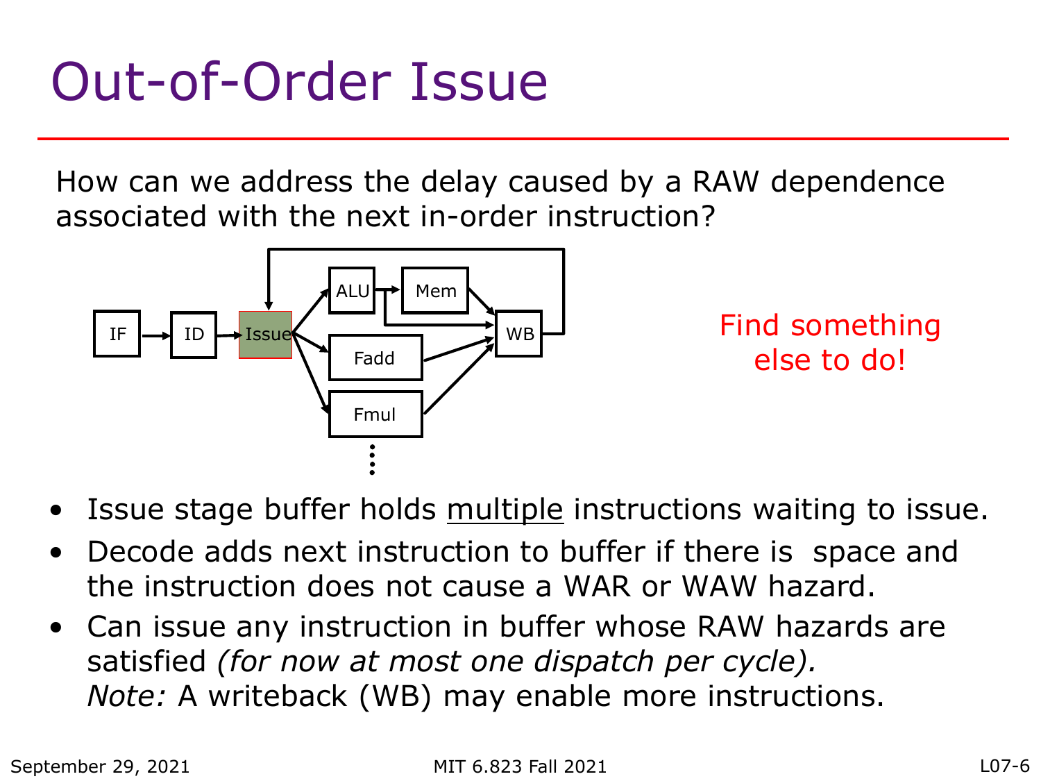# Out-of-Order Issue

How can we address the delay caused by a RAW dependence associated with the next in-order instruction?

Find something else to do!

- Issue stage buffer holds multiple instructions waiting to issue.
- Decode adds next instruction to buffer if there is space and the instruction does not cause a WAR or WAW hazard.
- Can issue any instruction in buffer whose RAW hazards are satisfied *(for now at most one dispatch per cycle).*
  *Note:* A writeback (WB) may enable more instructions.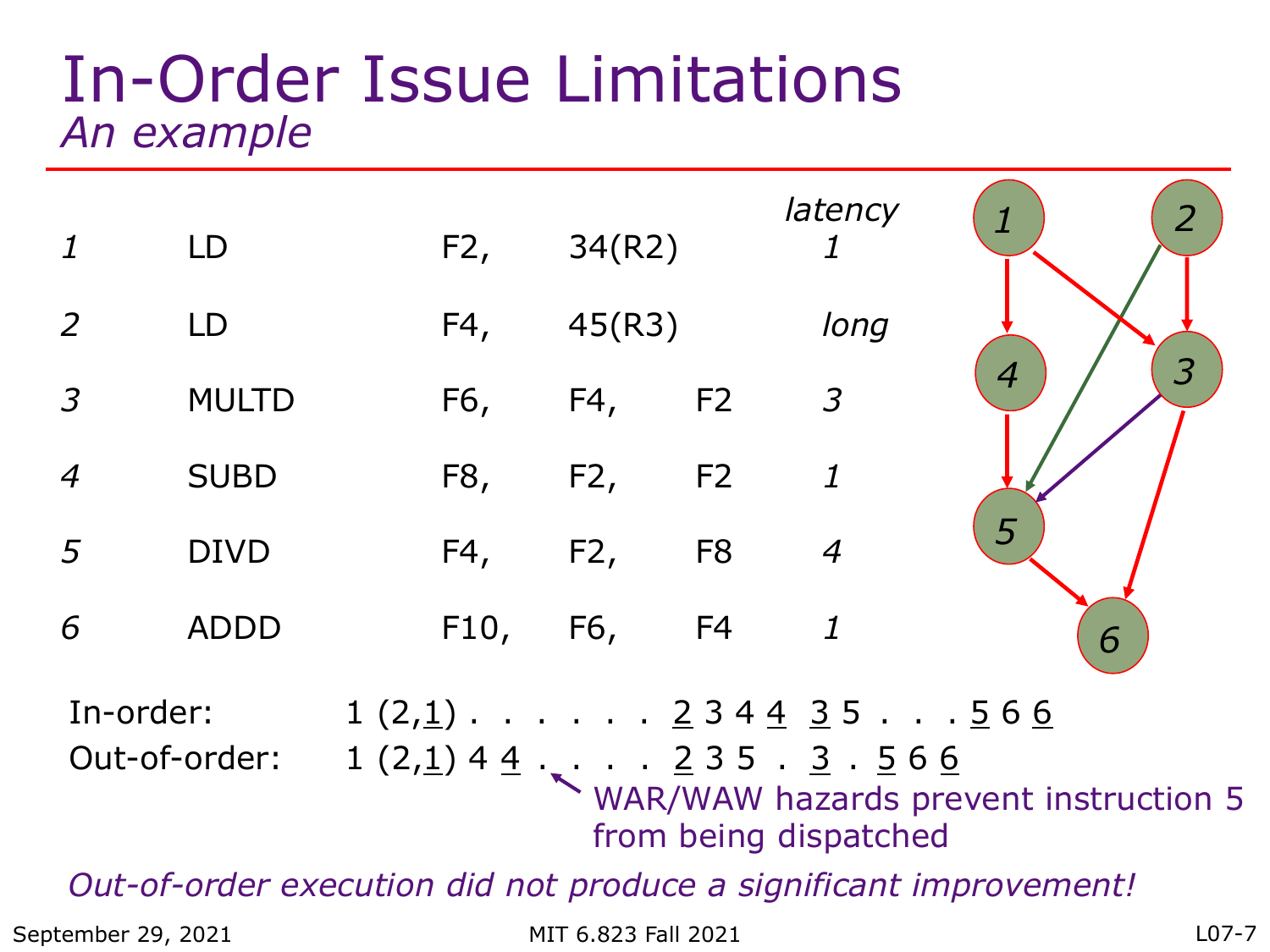# In-Order Issue Limitations

*An example*

| | | | | | latency |
|---|---|---|---|---|---|
| *1* | LD | F2, | 34(R2) | | *1* |
| *2* | LD | F4, | 45(R3) | | *long* |
| *3* | MULTD | F6, | F4, | F2 | *3* |
| *4* | SUBD | F8, | F2, | F2 | *1* |
| *5* | DIVD | F4, | F2, | F8 | *4* |
| *6* | ADDD | F10, | F6, | F4 | *1* |

In-order: 1 (2,$\underline{1}$) . . . . . . . $\underline{2}$ 3 4 $\underline{4}$ $\underline{3}$ 5 . . . $\underline{5}$ 6 $\underline{6}$

Out-of-order: 1 (2,$\underline{1}$) 4 $\underline{4}$ . . . . . $\underline{2}$ 3 5 . $\underline{3}$ . $\underline{5}$ 6 $\underline{6}$

WAR/WAW hazards prevent instruction 5 from being dispatched

*Out-of-order execution did not produce a significant improvement!*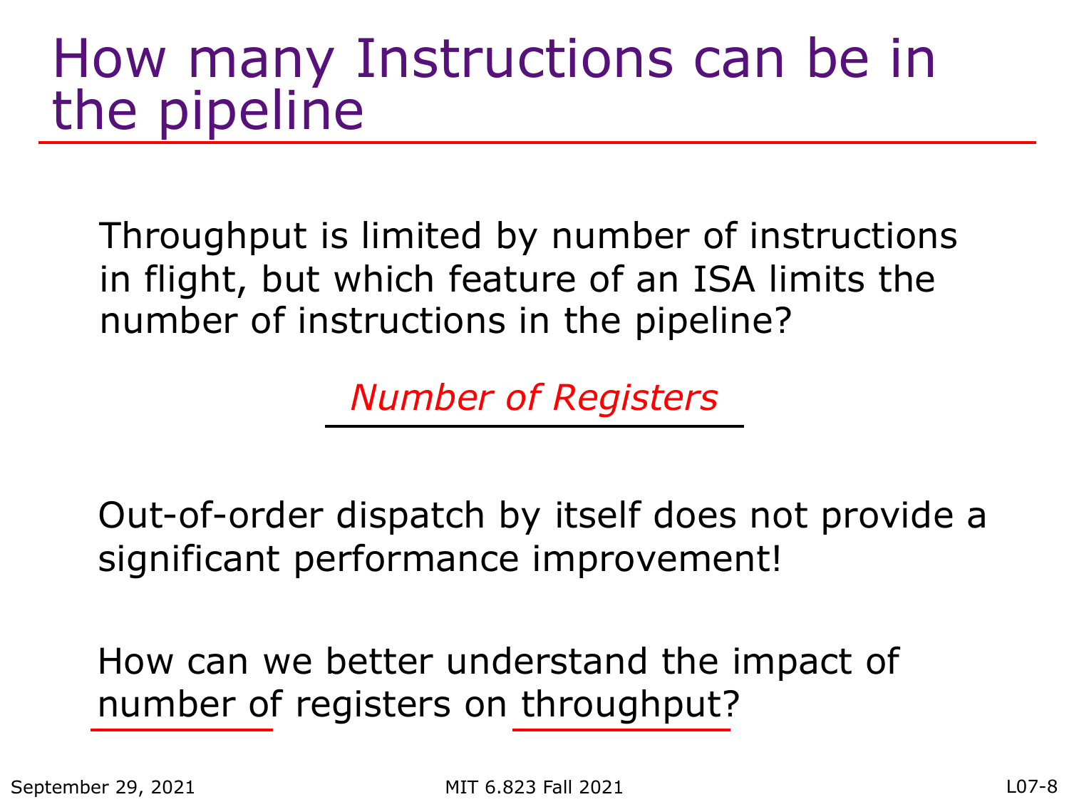# How many Instructions can be in the pipeline

Throughput is limited by number of instructions in flight, but which feature of an ISA limits the number of instructions in the pipeline?

*Number of Registers*

Out-of-order dispatch by itself does not provide a significant performance improvement!

How can we better understand the impact of number of registers on throughput?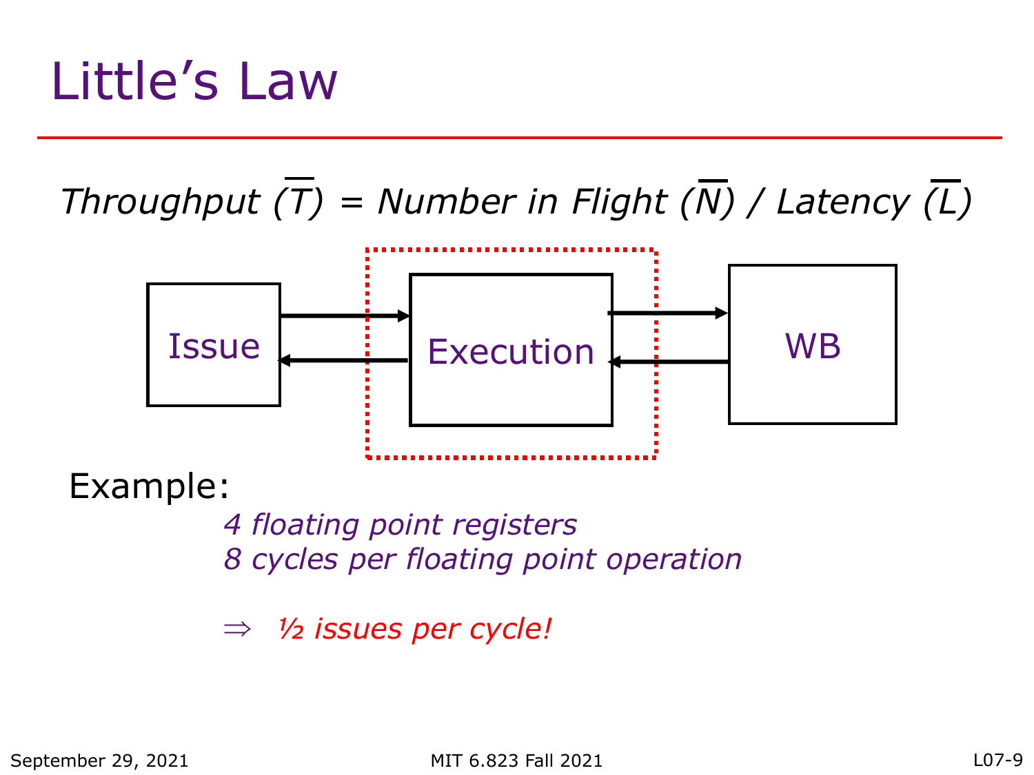# Little's Law

*Throughput* ($\overline{T}$) = *Number in Flight* ($\overline{N}$) / *Latency* ($\overline{L}$)

Issue → Execution → WB

Example:

*4 floating point registers*
*8 cycles per floating point operation*

$\Rightarrow$ *½ issues per cycle!*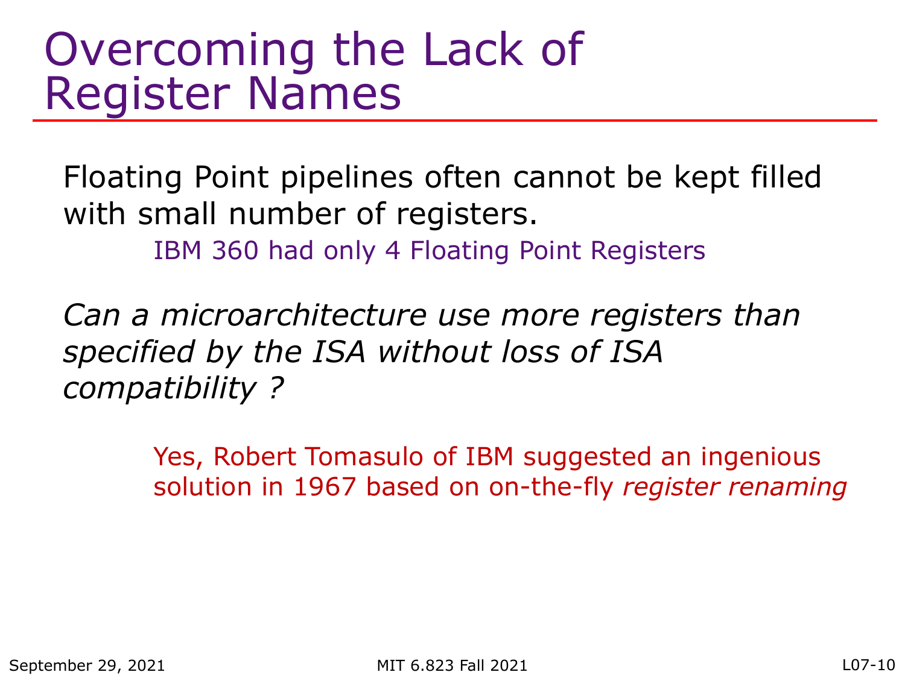# Overcoming the Lack of Register Names

Floating Point pipelines often cannot be kept filled with small number of registers.

IBM 360 had only 4 Floating Point Registers

*Can a microarchitecture use more registers than specified by the ISA without loss of ISA compatibility ?*

Yes, Robert Tomasulo of IBM suggested an ingenious solution in 1967 based on on-the-fly *register renaming*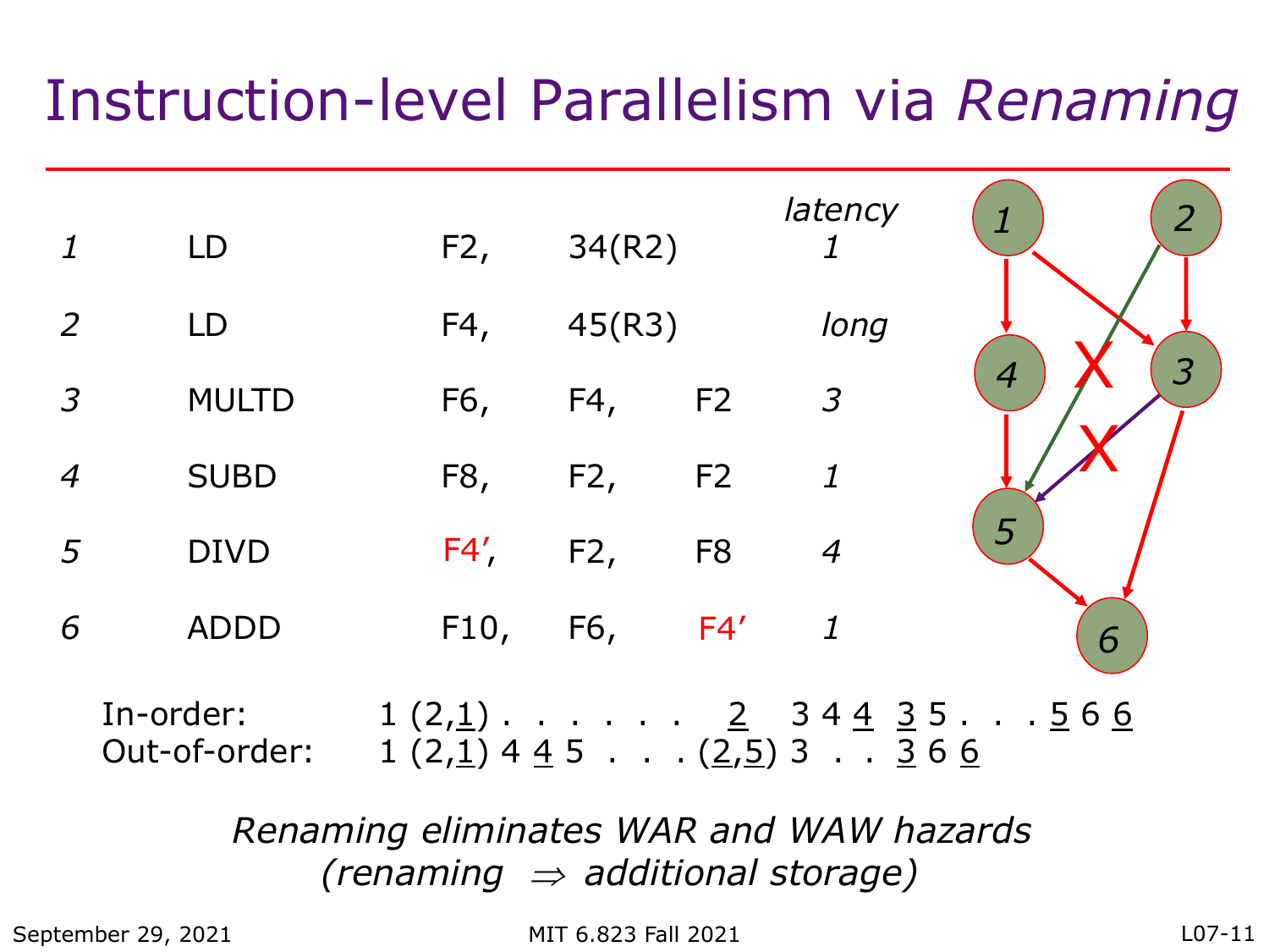# Instruction-level Parallelism via *Renaming*

| | | | | | latency |
|---|---|---|---|---|---|
| *1* | LD | F2, | 34(R2) | | *1* |
| *2* | LD | F4, | 45(R3) | | *long* |
| *3* | MULTD | F6, | F4, | F2 | *3* |
| *4* | SUBD | F8, | F2, | F2 | *1* |
| *5* | DIVD | F4′, | F2, | F8 | *4* |
| *6* | ADDD | F10, | F6, | F4′ | *1* |

In-order: 1 (2,1) . . . . . . 2 3 4 4 3 5 . . . 5 6 6

Out-of-order: 1 (2,1) 4 4 5 . . . (2,5) 3 . . 3 6 6

*Renaming eliminates WAR and WAW hazards*

*(renaming $\Rightarrow$ additional storage)*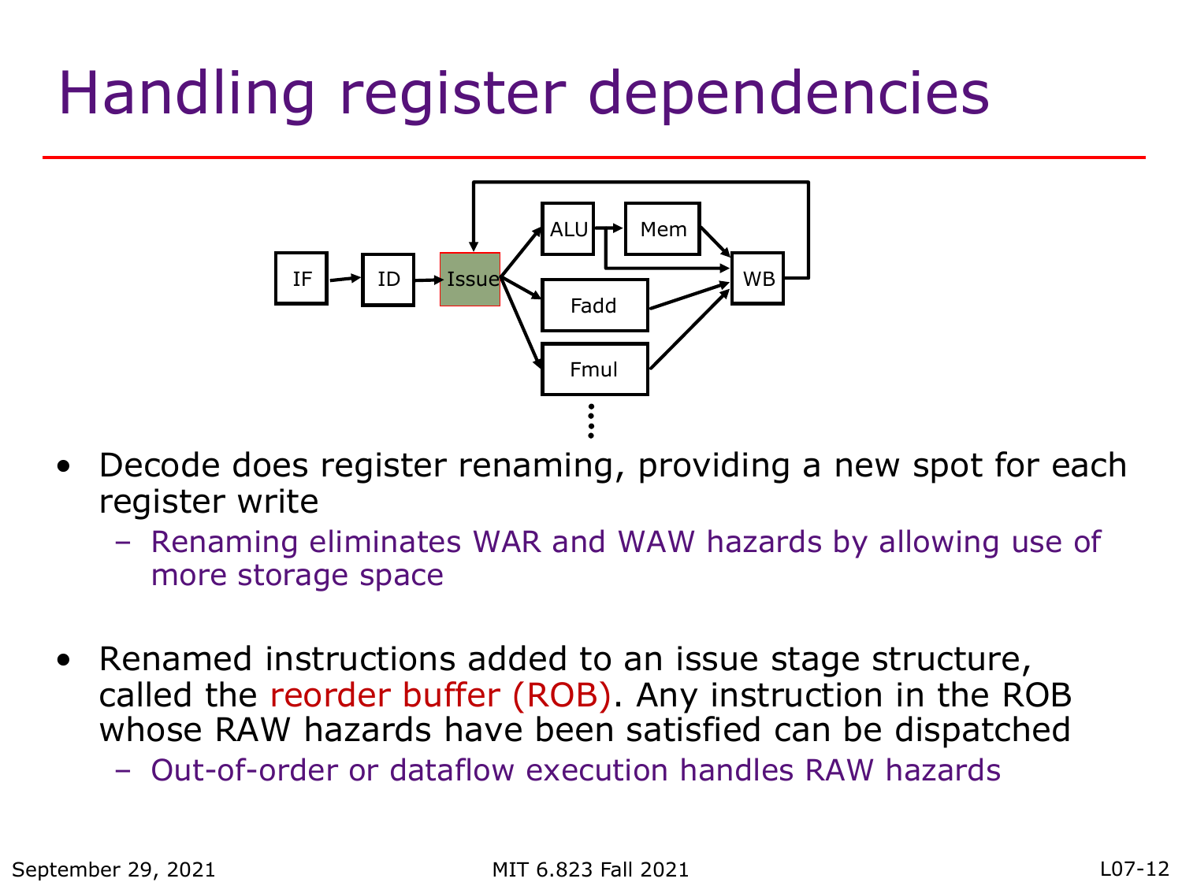# Handling register dependencies

- Decode does register renaming, providing a new spot for each register write
  - Renaming eliminates WAR and WAW hazards by allowing use of more storage space
- Renamed instructions added to an issue stage structure, called the reorder buffer (ROB). Any instruction in the ROB whose RAW hazards have been satisfied can be dispatched
  - Out-of-order or dataflow execution handles RAW hazards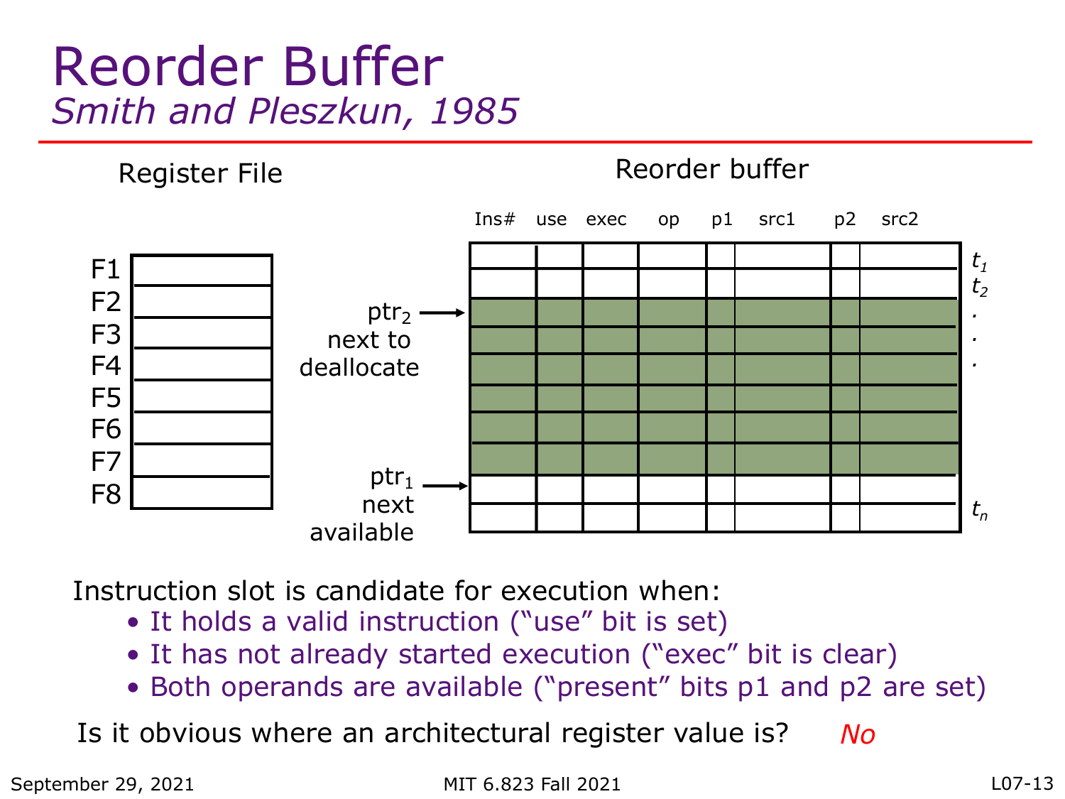# Reorder Buffer

*Smith and Pleszkun, 1985*

Register File

| F1 |
|---|
| F2 |
| F3 |
| F4 |
| F5 |
| F6 |
| F7 |
| F8 |

Reorder buffer

| Ins# | use | exec | op | p1 | src1 | p2 | src2 |
|---|---|---|---|---|---|---|---|

$ptr_2$ → next to deallocate

$ptr_1$ → next available

$t_1$, $t_2$, . . . , $t_n$

Instruction slot is candidate for execution when:

- It holds a valid instruction ("use" bit is set)
- It has not already started execution ("exec" bit is clear)
- Both operands are available ("present" bits p1 and p2 are set)

Is it obvious where an architectural register value is? *No*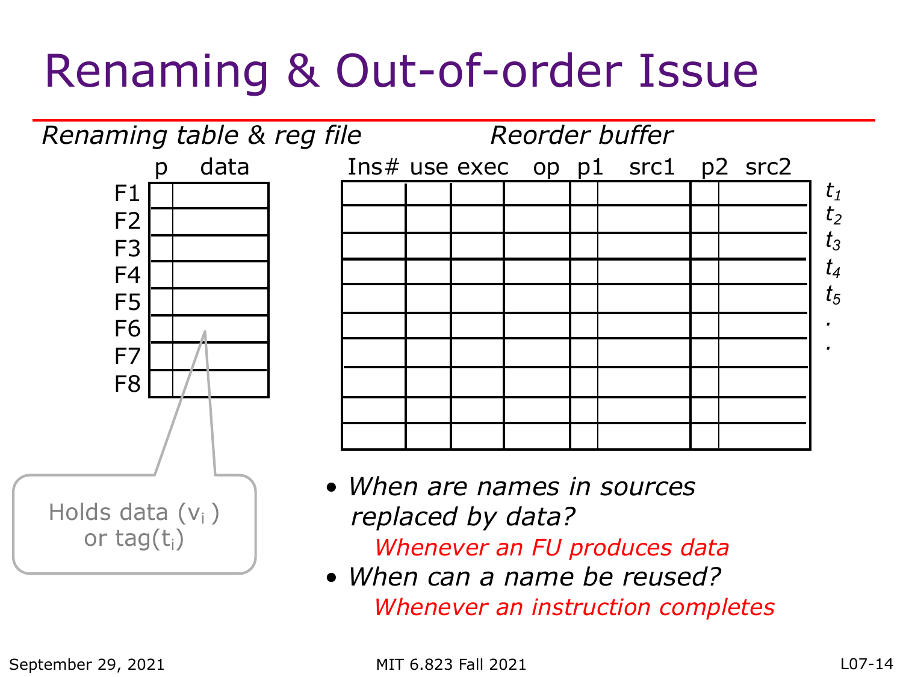# Renaming & Out-of-order Issue

*Renaming table & reg file*

| | p | data |
|---|---|---|
| F1 | | |
| F2 | | |
| F3 | | |
| F4 | | |
| F5 | | |
| F6 | | |
| F7 | | |
| F8 | | |

Holds data ($v_i$) or tag($t_i$)

*Reorder buffer*

| Ins# | use | exec | op | p1 | src1 | p2 | src2 | |
|---|---|---|---|---|---|---|---|---|
| | | | | | | | | $t_1$ |
| | | | | | | | | $t_2$ |
| | | | | | | | | $t_3$ |
| | | | | | | | | $t_4$ |
| | | | | | | | | $t_5$ |
| | | | | | | | | . |
| | | | | | | | | . |
| | | | | | | | | |
| | | | | | | | | |
| | | | | | | | | |

- *When are names in sources replaced by data?*
  *Whenever an FU produces data*
- *When can a name be reused?*
  *Whenever an instruction completes*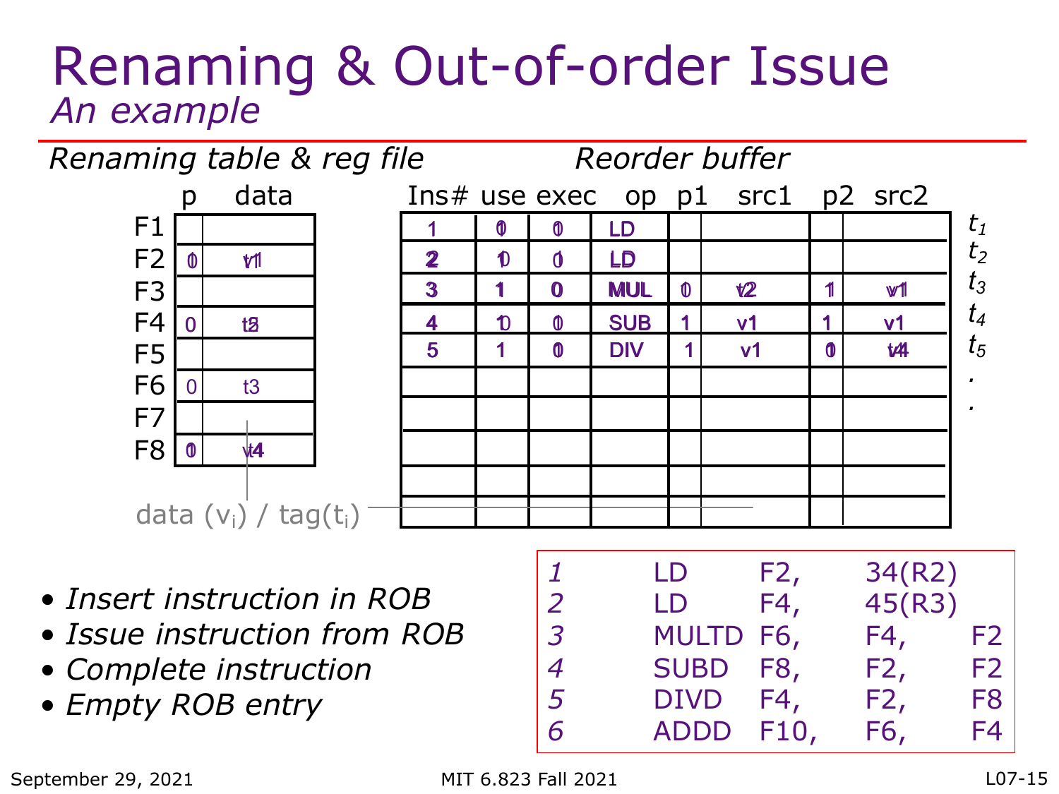# Renaming & Out-of-order Issue

*An example*

*Renaming table & reg file*

| | p | data |
|---|---|---|
| F1 | | |
| F2 | 0 | v1 |
| F3 | | |
| F4 | 0 | t5 |
| F5 | | |
| F6 | 0 | t3 |
| F7 | | |
| F8 | 0 | v4 |

*Reorder buffer*

| Ins# | use | exec | op | p1 | src1 | p2 | src2 | |
|---|---|---|---|---|---|---|---|---|
| 1 | 0 | 0 | LD | | | | | $t_1$ |
| 2 | 1 | 0 | LD | | | | | $t_2$ |
| 3 | 1 | 0 | MUL | 0 | t2 | 1 | v1 | $t_3$ |
| 4 | 1 | 0 | SUB | 1 | v1 | 1 | v1 | $t_4$ |
| 5 | 1 | 0 | DIV | 1 | v1 | 0 | t4 | $t_5$ |
| | | | | | | | | . |
| | | | | | | | | . |
| | | | | | | | | |
| | | | | | | | | |
| | | | | | | | | |

data ($v_i$) / tag($t_i$)

- *Insert instruction in ROB*
- *Issue instruction from ROB*
- *Complete instruction*
- *Empty ROB entry*

| | | | | |
|---|---|---|---|---|
| *1* | LD | F2, | 34(R2) | |
| *2* | LD | F4, | 45(R3) | |
| *3* | MULTD | F6, | F4, | F2 |
| *4* | SUBD | F8, | F2, | F2 |
| *5* | DIVD | F4, | F2, | F8 |
| *6* | ADDD | F10, | F6, | F4 |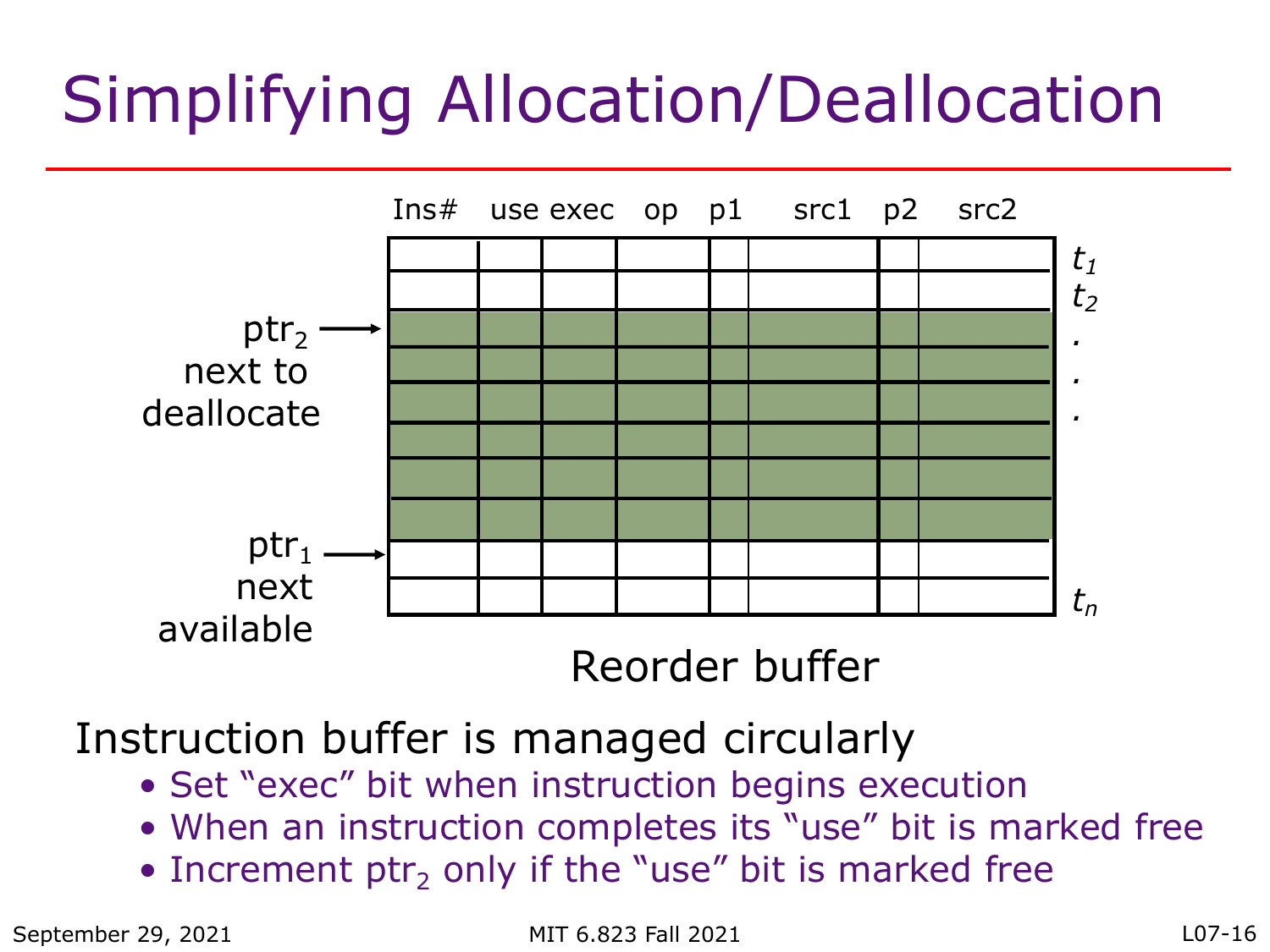# Simplifying Allocation/Deallocation

| Ins# | use | exec | op | p1 | src1 | p2 | src2 | |
|---|---|---|---|---|---|---|---|---|
| | | | | | | | | $t_1$ |
| | | | | | | | | $t_2$ |
| | | | | | | | | . |
| | | | | | | | | . |
| | | | | | | | | . |
| | | | | | | | | |
| | | | | | | | | |
| | | | | | | | | |
| | | | | | | | | |
| | | | | | | | | $t_n$ |

$ptr_2$ next to deallocate → (points to the first shaded entry, row 3)

$ptr_1$ next available → (points to the first unshaded entry after the shaded region, row 9)

Reorder buffer

Instruction buffer is managed circularly

- Set "exec" bit when instruction begins execution
- When an instruction completes its "use" bit is marked free
- Increment $ptr_2$ only if the "use" bit is marked free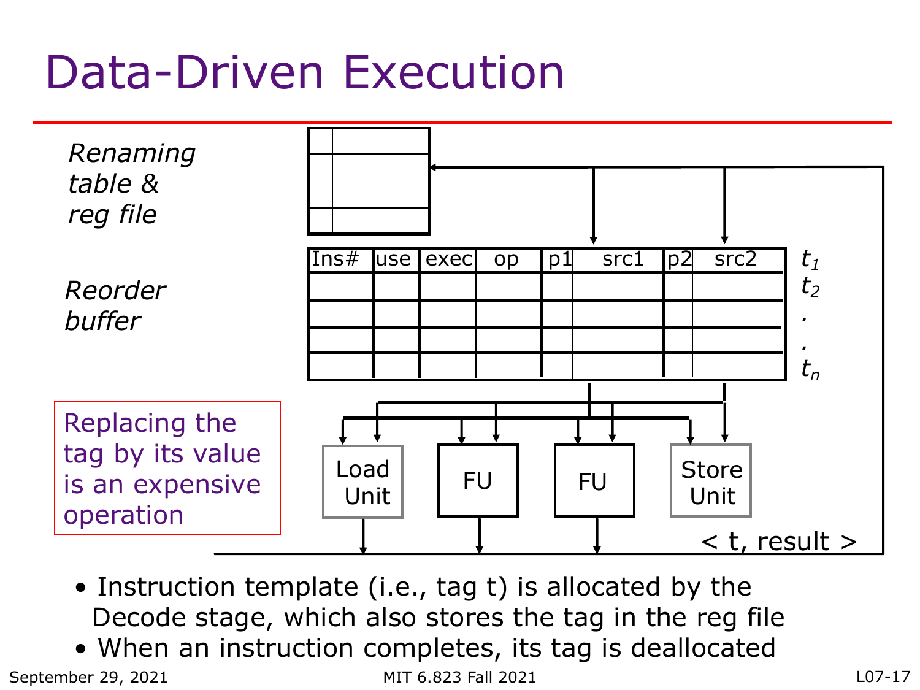# Data-Driven Execution

*Renaming table & reg file*

*Reorder buffer*

| Ins# | use | exec | op | p1 | src1 | p2 | src2 | |
|---|---|---|---|---|---|---|---|---|
| | | | | | | | | $t_1$ |
| | | | | | | | | $t_2$ |
| | | | | | | | | . |
| | | | | | | | | . |
| | | | | | | | | $t_n$ |

Load Unit | FU | FU | Store Unit

< t, result >

Replacing the tag by its value is an expensive operation

- Instruction template (i.e., tag t) is allocated by the Decode stage, which also stores the tag in the reg file
- When an instruction completes, its tag is deallocated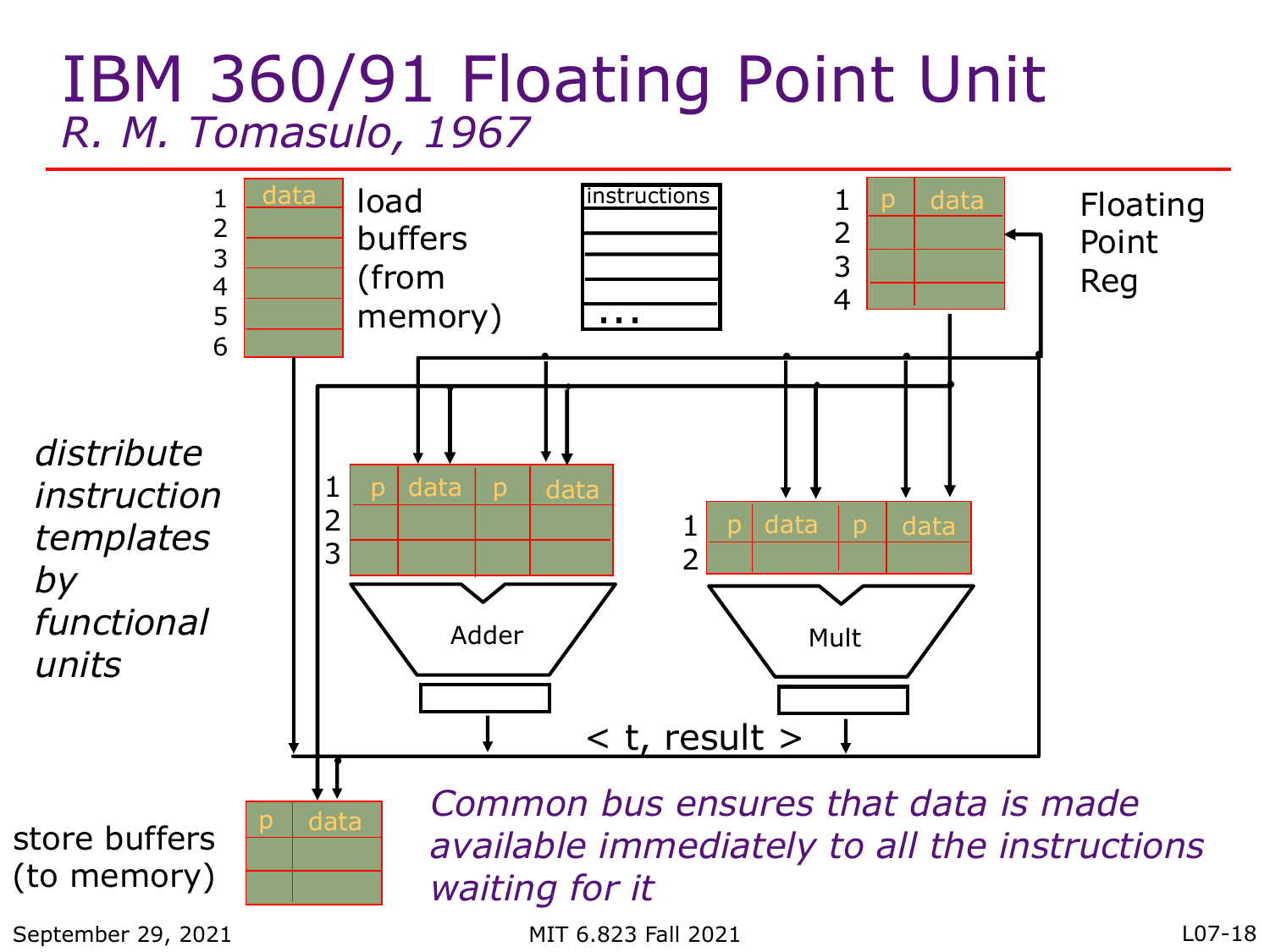# IBM 360/91 Floating Point Unit

*R. M. Tomasulo, 1967*

load buffers (from memory)

| | data |
|---|---|
| 1 | |
| 2 | |
| 3 | |
| 4 | |
| 5 | |
| 6 | |

instructions

...

Floating Point Reg

| | p | data |
|---|---|---|
| 1 | | |
| 2 | | |
| 3 | | |
| 4 | | |

*distribute instruction templates by functional units*

| | p | data | p | data |
|---|---|---|---|---|
| 1 | | | | |
| 2 | | | | |
| 3 | | | | |

Adder

| | p | data | p | data |
|---|---|---|---|---|
| 1 | | | | |
| 2 | | | | |

Mult

< t, result >

store buffers (to memory)

| p | data |
|---|---|
| | |
| | |
| | |

*Common bus ensures that data is made available immediately to all the instructions waiting for it*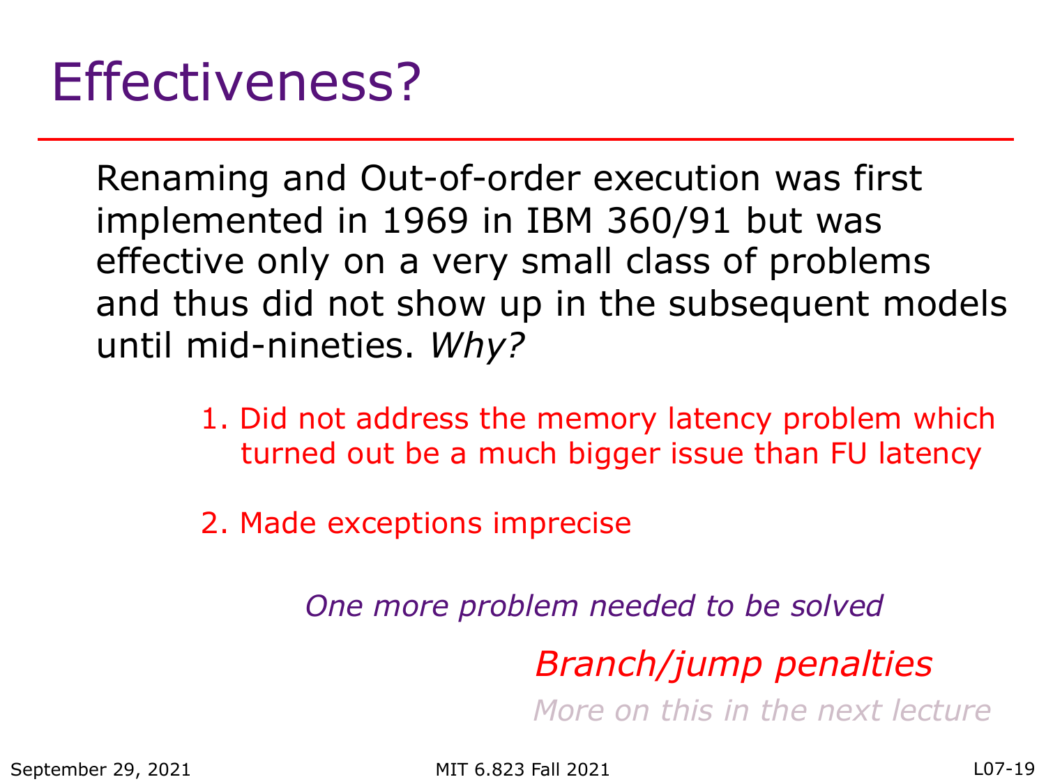# Effectiveness?

Renaming and Out-of-order execution was first implemented in 1969 in IBM 360/91 but was effective only on a very small class of problems and thus did not show up in the subsequent models until mid-nineties. *Why?*

1. Did not address the memory latency problem which turned out be a much bigger issue than FU latency

2. Made exceptions imprecise

*One more problem needed to be solved*

*Branch/jump penalties*

*More on this in the next lecture*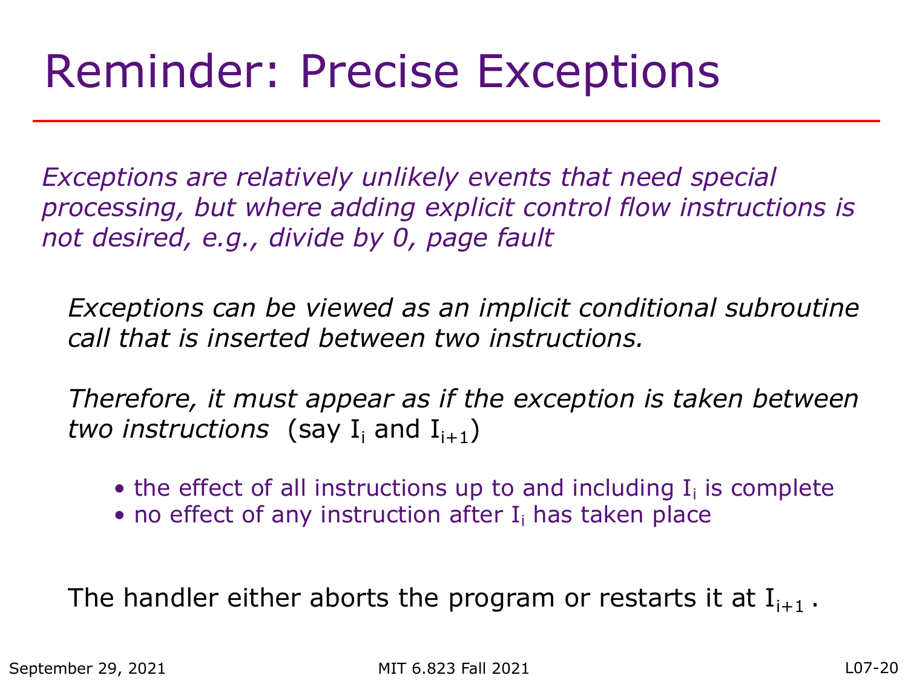# Reminder: Precise Exceptions

*Exceptions are relatively unlikely events that need special processing, but where adding explicit control flow instructions is not desired, e.g., divide by 0, page fault*

*Exceptions can be viewed as an implicit conditional subroutine call that is inserted between two instructions.*

*Therefore, it must appear as if the exception is taken between two instructions* (say $I_i$ and $I_{i+1}$)

- the effect of all instructions up to and including $I_i$ is complete
- no effect of any instruction after $I_i$ has taken place

The handler either aborts the program or restarts it at $I_{i+1}$ .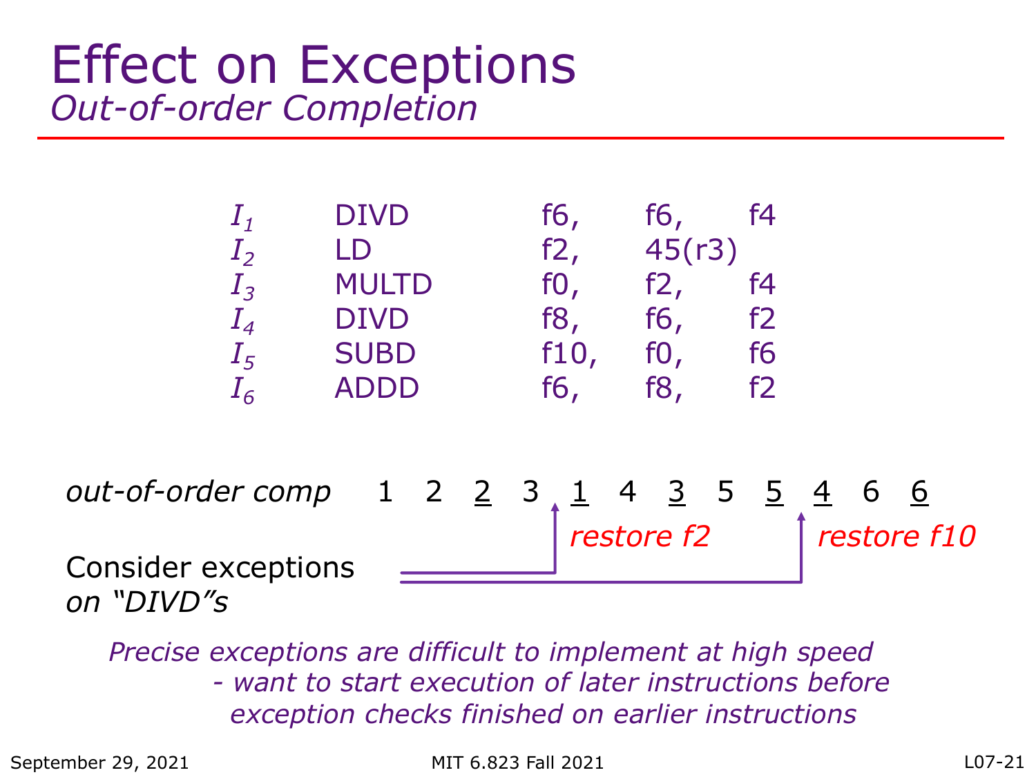# Effect on Exceptions

*Out-of-order Completion*

| | | | | |
|---|---|---|---|---|
| $I_1$ | DIVD | f6, | f6, | f4 |
| $I_2$ | LD | f2, | 45(r3) | |
| $I_3$ | MULTD | f0, | f2, | f4 |
| $I_4$ | DIVD | f8, | f6, | f2 |
| $I_5$ | SUBD | f10, | f0, | f6 |
| $I_6$ | ADDD | f6, | f8, | f2 |

*out-of-order comp* 1 2 2 3 1 4 3 5 5 4 6 6

(In the sequence above, the second occurrence of each instruction number is underlined: 1 2 <u>2</u> 3 <u>1</u> 4 <u>3</u> 5 <u>5</u> <u>4</u> 6 <u>6</u>)

Consider exceptions on "DIVD"s → *restore f2* (before <u>1</u>), *restore f10* (before <u>4</u>)

*Precise exceptions are difficult to implement at high speed*
*- want to start execution of later instructions before exception checks finished on earlier instructions*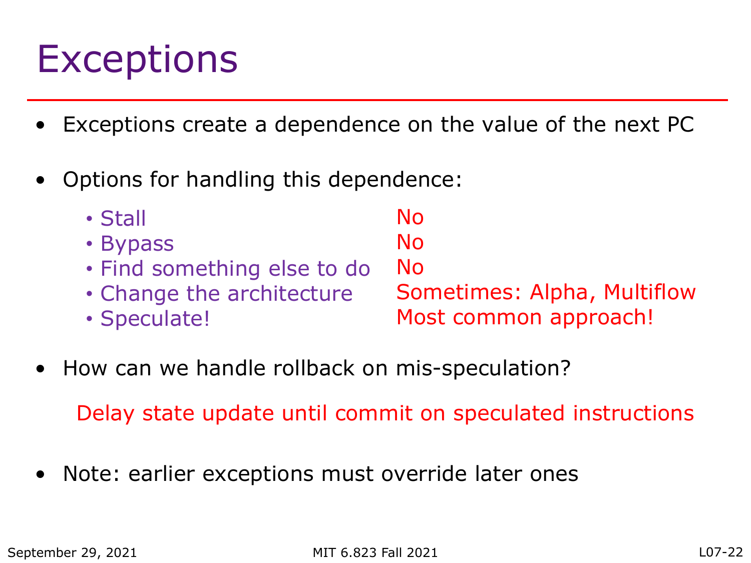# Exceptions

- Exceptions create a dependence on the value of the next PC
- Options for handling this dependence:

| Option | |
|---|---|
| Stall | No |
| Bypass | No |
| Find something else to do | No |
| Change the architecture | Sometimes: Alpha, Multiflow |
| Speculate! | Most common approach! |

- How can we handle rollback on mis-speculation?

  Delay state update until commit on speculated instructions

- Note: earlier exceptions must override later ones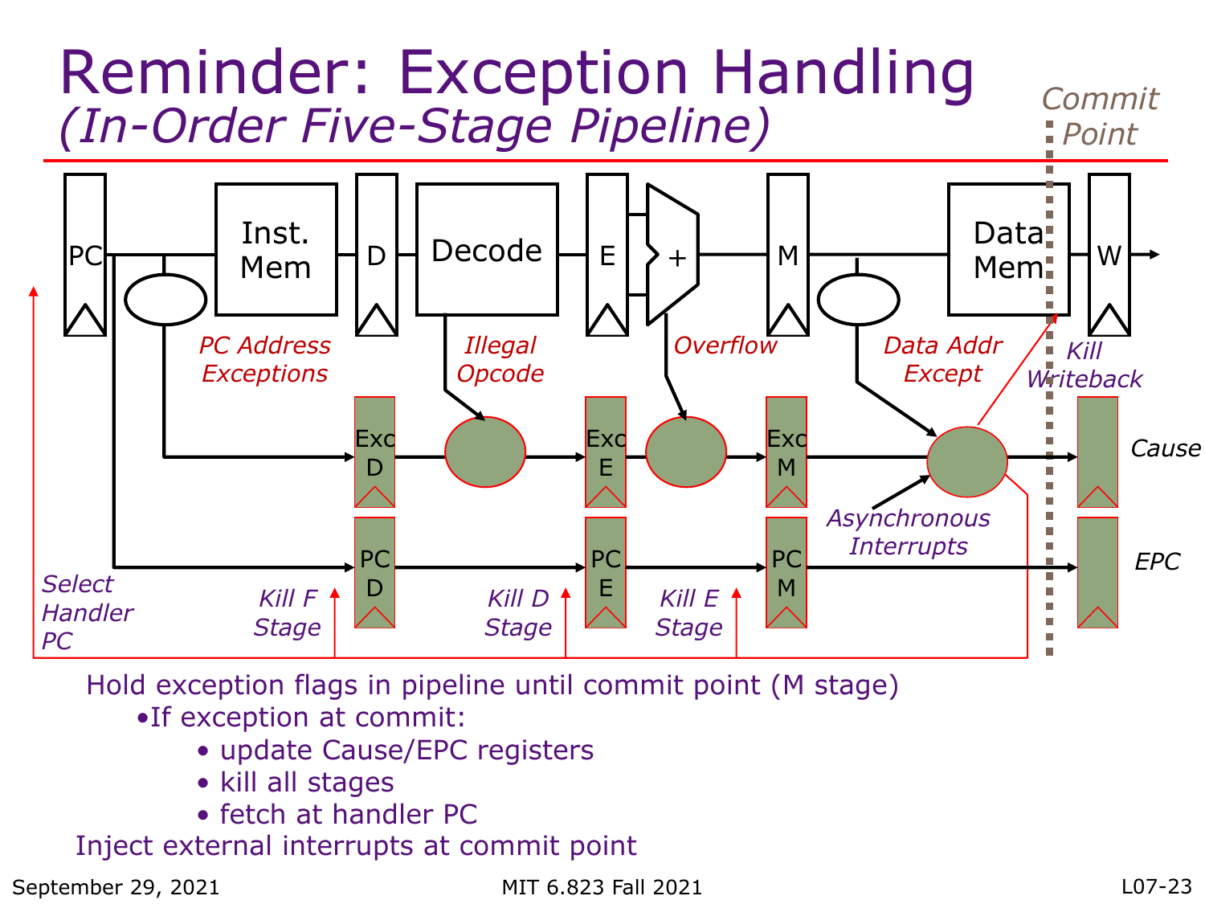# Reminder: Exception Handling
## *(In-Order Five-Stage Pipeline)*

Hold exception flags in pipeline until commit point (M stage)

- If exception at commit:
  - update Cause/EPC registers
  - kill all stages
  - fetch at handler PC

Inject external interrupts at commit point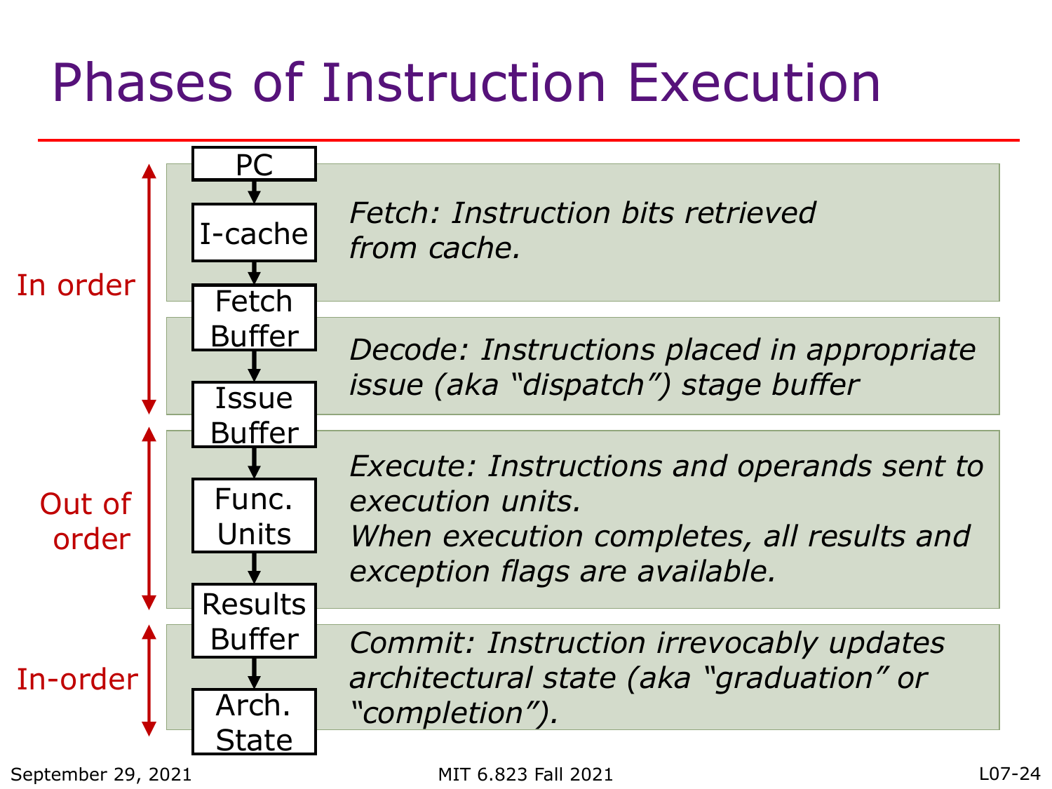# Phases of Instruction Execution

**In order**

- PC
- I-cache
- Fetch Buffer
- Issue Buffer

*Fetch: Instruction bits retrieved from cache.*

*Decode: Instructions placed in appropriate issue (aka "dispatch") stage buffer*

**Out of order**

- Func. Units
- Results Buffer

*Execute: Instructions and operands sent to execution units.*
*When execution completes, all results and exception flags are available.*

**In-order**

- Arch. State

*Commit: Instruction irrevocably updates architectural state (aka "graduation" or "completion").*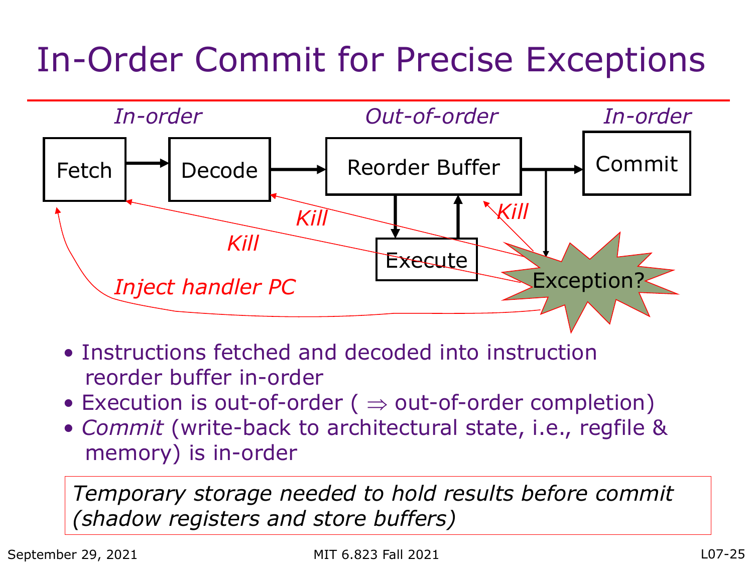# In-Order Commit for Precise Exceptions

*In-order* — Fetch → Decode → *Out-of-order* — Reorder Buffer ⇄ Execute → *In-order* — Commit

*Kill* · *Kill* · *Kill* · Exception? · *Inject handler PC*

- Instructions fetched and decoded into instruction reorder buffer in-order
- Execution is out-of-order ( ⇒ out-of-order completion)
- *Commit* (write-back to architectural state, i.e., regfile & memory) is in-order

*Temporary storage needed to hold results before commit (shadow registers and store buffers)*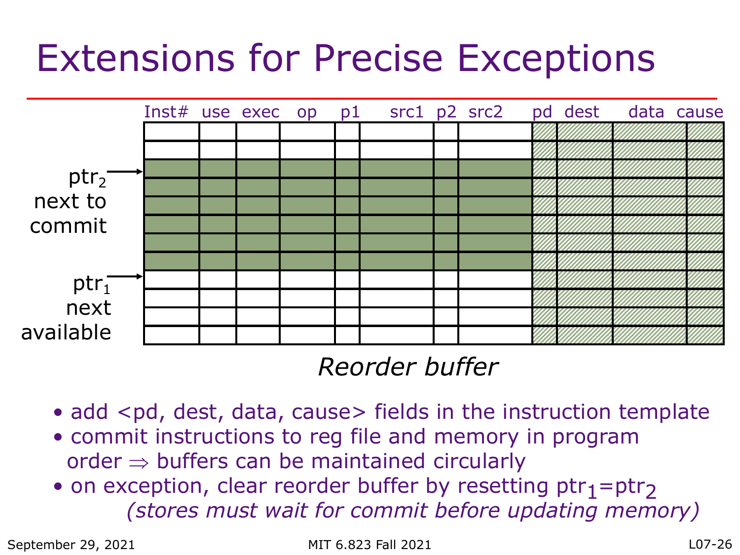# Extensions for Precise Exceptions

| Inst# | use | exec | op | p1 | src1 | p2 | src2 | pd | dest | data | cause |
|---|---|---|---|---|---|---|---|---|---|---|---|
| | | | | | | | | | | | |
| | | | | | | | | | | | |
| | | | | | | | | | | | |
| | | | | | | | | | | | |
| | | | | | | | | | | | |
| | | | | | | | | | | | |
| | | | | | | | | | | | |
| | | | | | | | | | | | |
| | | | | | | | | | | | |
| | | | | | | | | | | | |
| | | | | | | | | | | | |
| | | | | | | | | | | | |

$ptr_2$ next to commit (points to row 3)

$ptr_1$ next available (points to row 9)

*Reorder buffer*

- add <pd, dest, data, cause> fields in the instruction template
- commit instructions to reg file and memory in program order ⇒ buffers can be maintained circularly
- on exception, clear reorder buffer by resetting $ptr_1 = ptr_2$
  *(stores must wait for commit before updating memory)*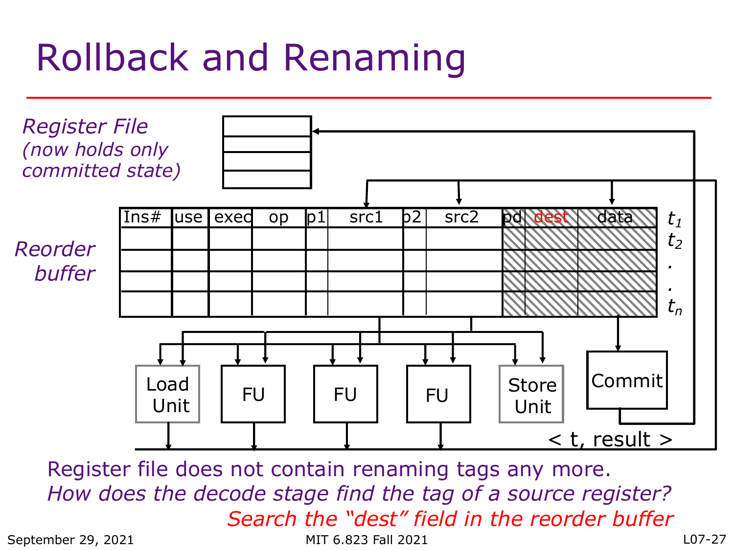# Rollback and Renaming

*Register File (now holds only committed state)*

*Reorder buffer*

| Ins# | use | exec | op | p1 | src1 | p2 | src2 | pd | dest | data | |
|---|---|---|---|---|---|---|---|---|---|---|---|
| | | | | | | | | | | | $t_1$ |
| | | | | | | | | | | | $t_2$ |
| | | | | | | | | | | | . |
| | | | | | | | | | | | . |
| | | | | | | | | | | | $t_n$ |

Load Unit, FU, FU, FU, Store Unit, Commit

< t, result >

Register file does not contain renaming tags any more.

*How does the decode stage find the tag of a source register?*

*Search the "dest" field in the reorder buffer*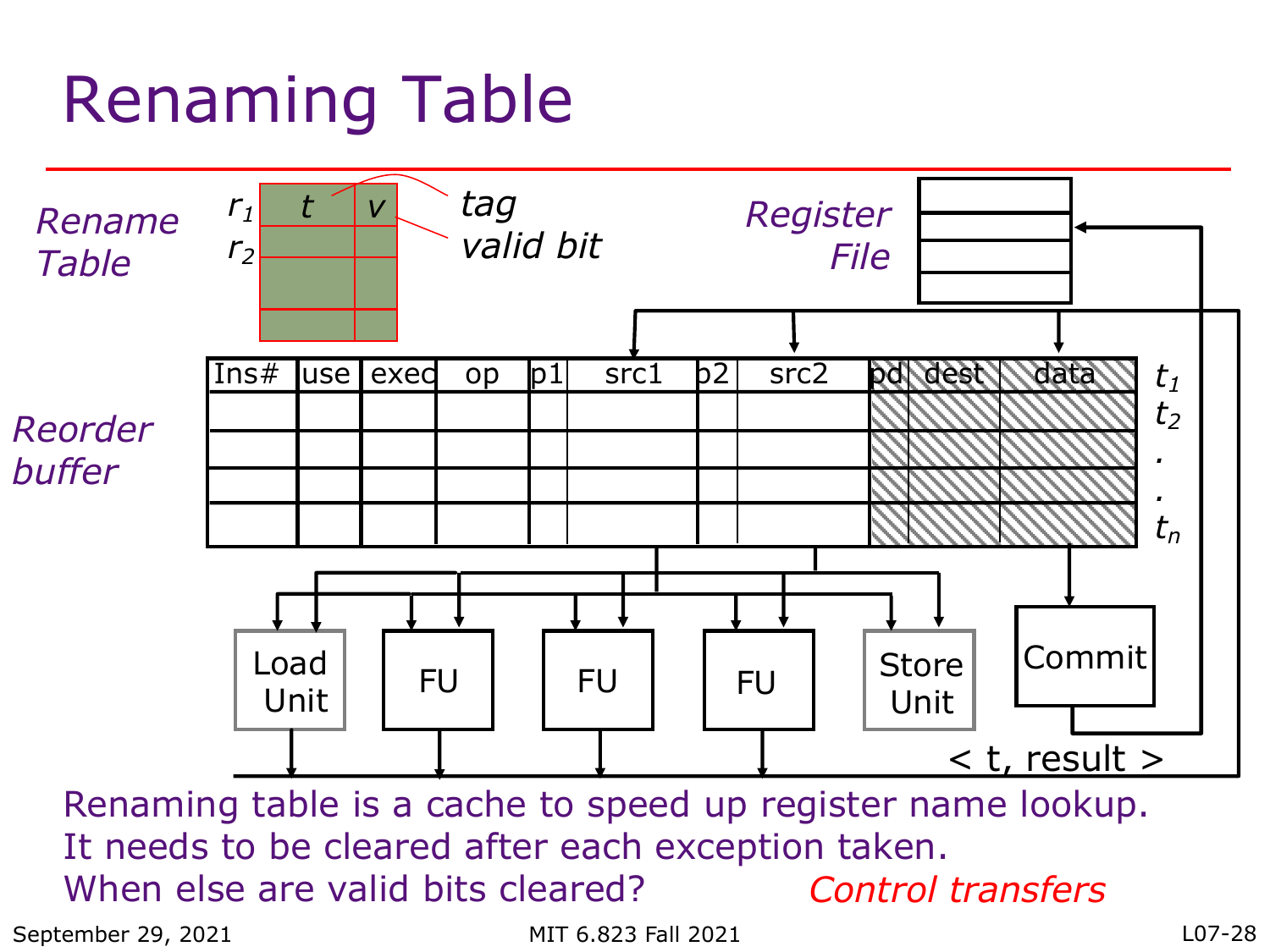# Renaming Table

*Rename Table*

| | t | v |
|---|---|---|
| $r_1$ | | |
| $r_2$ | | |
| | | |
| | | |

*tag*
*valid bit*

*Register File*

*Reorder buffer*

| Ins# | use | exec | op | p1 | src1 | p2 | src2 | pd | dest | data | |
|---|---|---|---|---|---|---|---|---|---|---|---|
| | | | | | | | | | | | $t_1$ |
| | | | | | | | | | | | $t_2$ |
| | | | | | | | | | | | . |
| | | | | | | | | | | | . |
| | | | | | | | | | | | $t_n$ |

Load Unit, FU, FU, FU, Store Unit, Commit

< t, result >

Renaming table is a cache to speed up register name lookup. It needs to be cleared after each exception taken. When else are valid bits cleared? *Control transfers*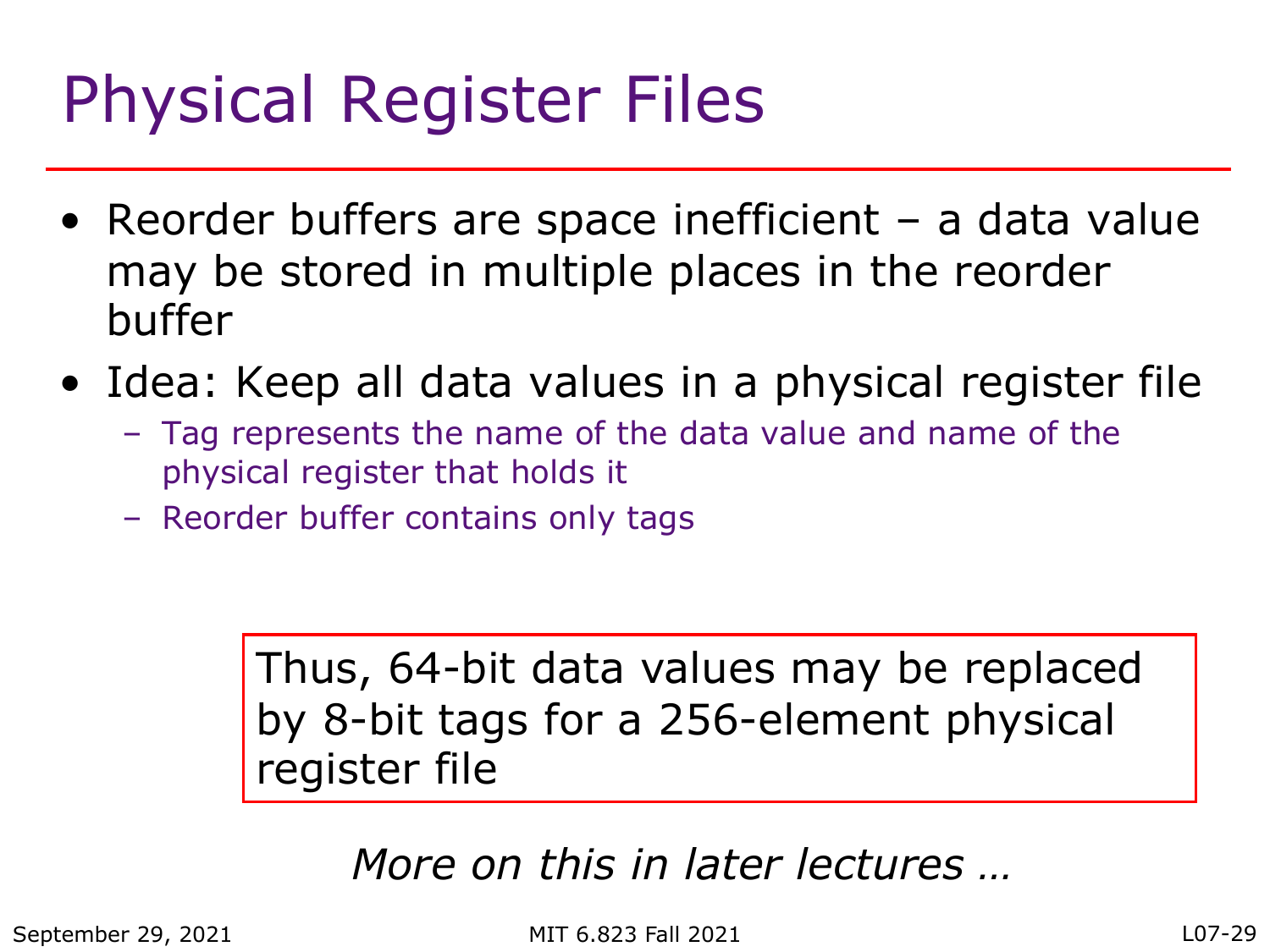# Physical Register Files

- Reorder buffers are space inefficient – a data value may be stored in multiple places in the reorder buffer
- Idea: Keep all data values in a physical register file
  - Tag represents the name of the data value and name of the physical register that holds it
  - Reorder buffer contains only tags

Thus, 64-bit data values may be replaced by 8-bit tags for a 256-element physical register file

*More on this in later lectures …*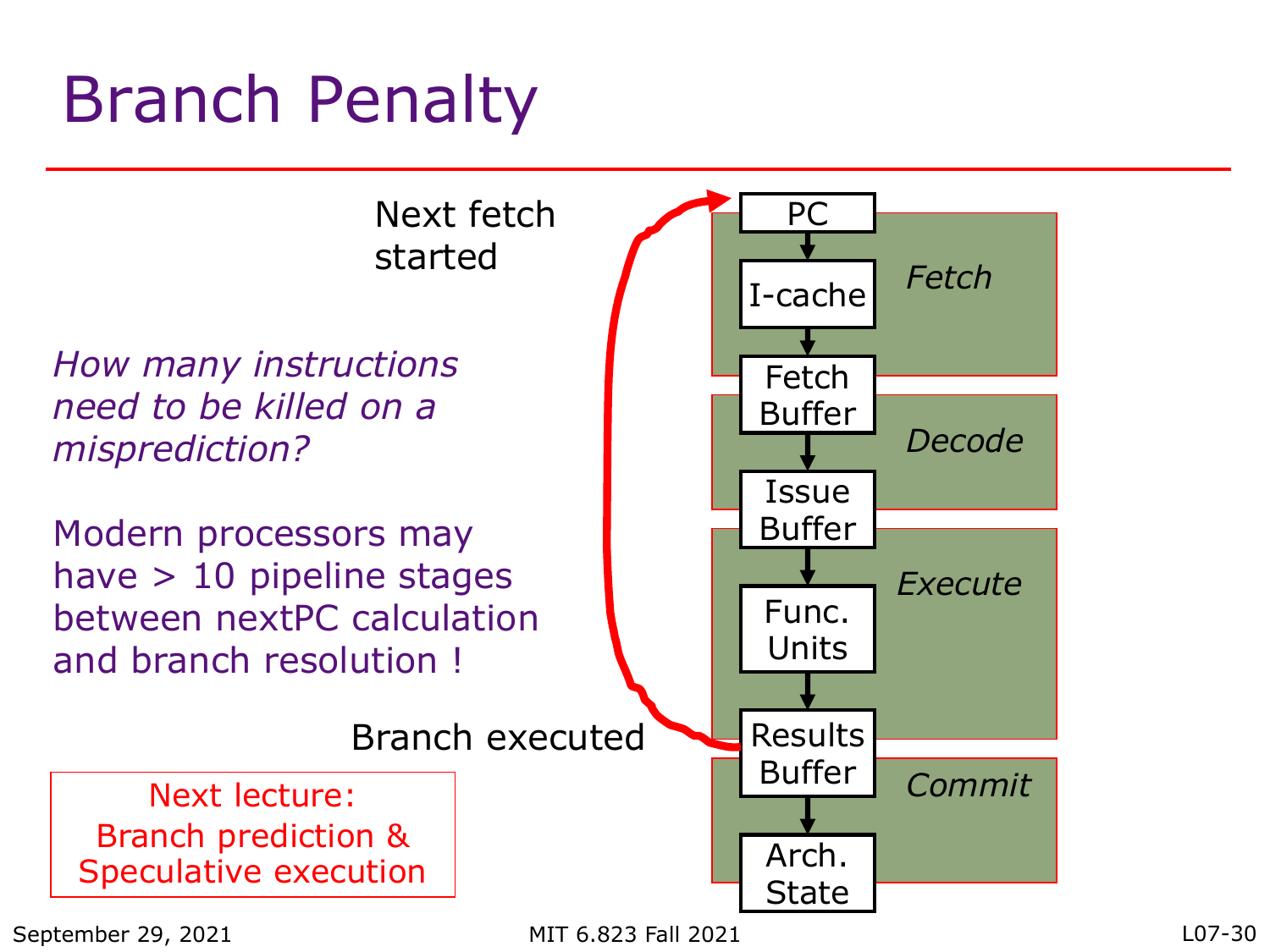# Branch Penalty

*How many instructions need to be killed on a misprediction?*

Modern processors may have > 10 pipeline stages between nextPC calculation and branch resolution !

Next fetch started

Branch executed

PC

I-cache

Fetch Buffer

Issue Buffer

Func. Units

Results Buffer

Arch. State

*Fetch*

*Decode*

*Execute*

*Commit*

Next lecture:
Branch prediction &
Speculative execution